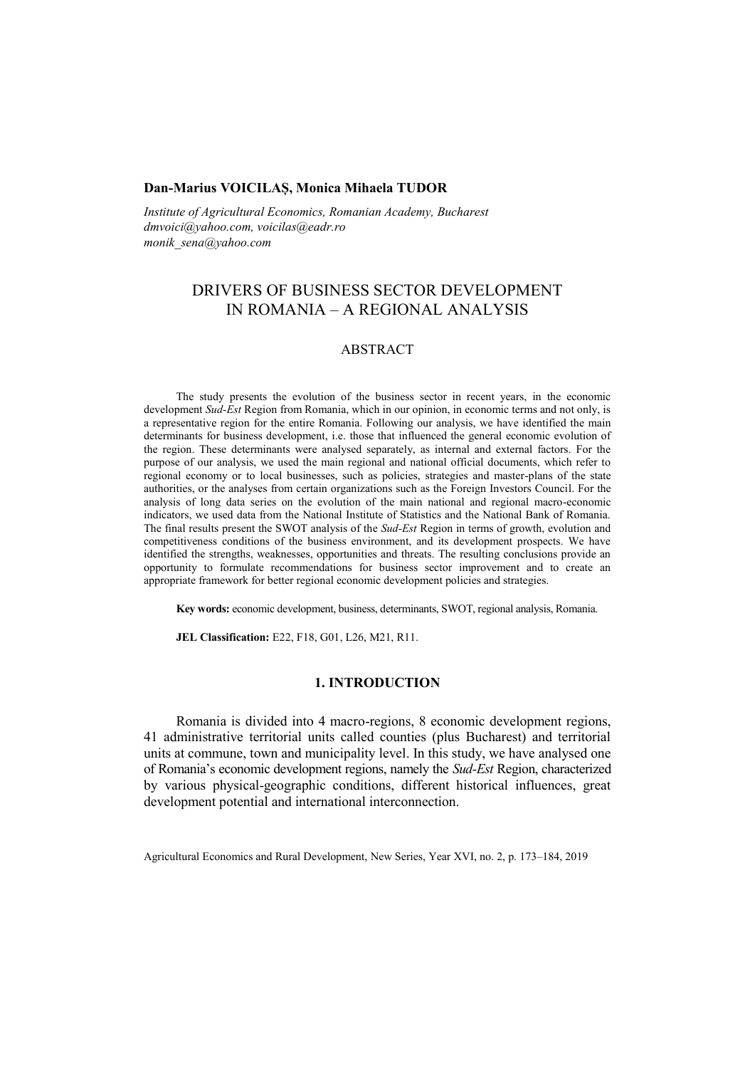**Dan-Marius VOICILAȘ, Monica Mihaela TUDOR**

*Institute of Agricultural Economics, Romanian Academy, Bucharest*
*dmvoici@yahoo.com, voicilas@eadr.ro*
*monik_sena@yahoo.com*

# DRIVERS OF BUSINESS SECTOR DEVELOPMENT IN ROMANIA – A REGIONAL ANALYSIS

## ABSTRACT

The study presents the evolution of the business sector in recent years, in the economic development *Sud-Est* Region from Romania, which in our opinion, in economic terms and not only, is a representative region for the entire Romania. Following our analysis, we have identified the main determinants for business development, i.e. those that influenced the general economic evolution of the region. These determinants were analysed separately, as internal and external factors. For the purpose of our analysis, we used the main regional and national official documents, which refer to regional economy or to local businesses, such as policies, strategies and master-plans of the state authorities, or the analyses from certain organizations such as the Foreign Investors Council. For the analysis of long data series on the evolution of the main national and regional macro-economic indicators, we used data from the National Institute of Statistics and the National Bank of Romania. The final results present the SWOT analysis of the *Sud-Est* Region in terms of growth, evolution and competitiveness conditions of the business environment, and its development prospects. We have identified the strengths, weaknesses, opportunities and threats. The resulting conclusions provide an opportunity to formulate recommendations for business sector improvement and to create an appropriate framework for better regional economic development policies and strategies.

**Key words:** economic development, business, determinants, SWOT, regional analysis, Romania.

**JEL Classification:** E22, F18, G01, L26, M21, R11.

## 1. INTRODUCTION

Romania is divided into 4 macro-regions, 8 economic development regions, 41 administrative territorial units called counties (plus Bucharest) and territorial units at commune, town and municipality level. In this study, we have analysed one of Romania's economic development regions, namely the *Sud-Est* Region, characterized by various physical-geographic conditions, different historical influences, great development potential and international interconnection.

Agricultural Economics and Rural Development, New Series, Year XVI, no. 2, p. 173–184, 2019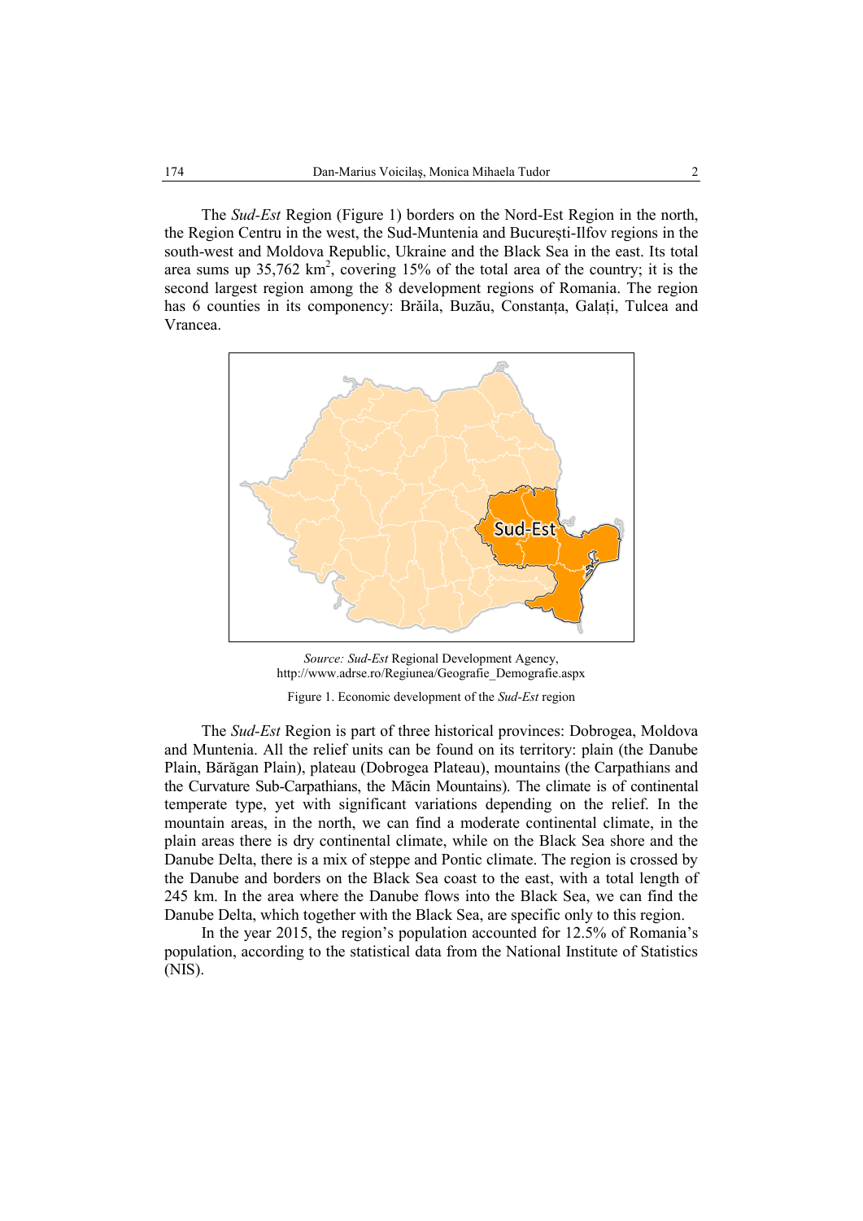The *Sud-Est* Region (Figure 1) borders on the Nord-Est Region in the north, the Region Centru in the west, the Sud-Muntenia and București-Ilfov regions in the south-west and Moldova Republic, Ukraine and the Black Sea in the east. Its total area sums up 35,762 km$^2$, covering 15% of the total area of the country; it is the second largest region among the 8 development regions of Romania. The region has 6 counties in its componency: Brăila, Buzău, Constanța, Galați, Tulcea and Vrancea.

*Source: Sud-Est* Regional Development Agency, http://www.adrse.ro/Regiunea/Geografie_Demografie.aspx

Figure 1. Economic development of the *Sud-Est* region

The *Sud-Est* Region is part of three historical provinces: Dobrogea, Moldova and Muntenia. All the relief units can be found on its territory: plain (the Danube Plain, Bărăgan Plain), plateau (Dobrogea Plateau), mountains (the Carpathians and the Curvature Sub-Carpathians, the Măcin Mountains). The climate is of continental temperate type, yet with significant variations depending on the relief. In the mountain areas, in the north, we can find a moderate continental climate, in the plain areas there is dry continental climate, while on the Black Sea shore and the Danube Delta, there is a mix of steppe and Pontic climate. The region is crossed by the Danube and borders on the Black Sea coast to the east, with a total length of 245 km. In the area where the Danube flows into the Black Sea, we can find the Danube Delta, which together with the Black Sea, are specific only to this region.

In the year 2015, the region's population accounted for 12.5% of Romania's population, according to the statistical data from the National Institute of Statistics (NIS).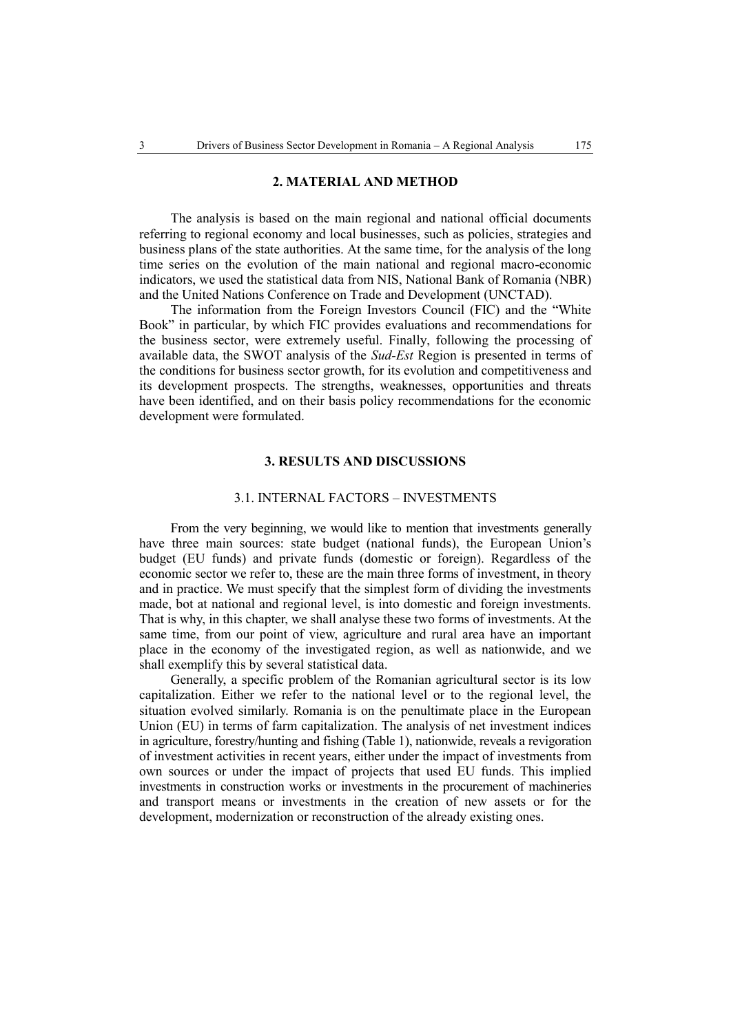## 2. MATERIAL AND METHOD

The analysis is based on the main regional and national official documents referring to regional economy and local businesses, such as policies, strategies and business plans of the state authorities. At the same time, for the analysis of the long time series on the evolution of the main national and regional macro-economic indicators, we used the statistical data from NIS, National Bank of Romania (NBR) and the United Nations Conference on Trade and Development (UNCTAD).

The information from the Foreign Investors Council (FIC) and the "White Book" in particular, by which FIC provides evaluations and recommendations for the business sector, were extremely useful. Finally, following the processing of available data, the SWOT analysis of the *Sud-Est* Region is presented in terms of the conditions for business sector growth, for its evolution and competitiveness and its development prospects. The strengths, weaknesses, opportunities and threats have been identified, and on their basis policy recommendations for the economic development were formulated.

## 3. RESULTS AND DISCUSSIONS

### 3.1. INTERNAL FACTORS – INVESTMENTS

From the very beginning, we would like to mention that investments generally have three main sources: state budget (national funds), the European Union's budget (EU funds) and private funds (domestic or foreign). Regardless of the economic sector we refer to, these are the main three forms of investment, in theory and in practice. We must specify that the simplest form of dividing the investments made, bot at national and regional level, is into domestic and foreign investments. That is why, in this chapter, we shall analyse these two forms of investments. At the same time, from our point of view, agriculture and rural area have an important place in the economy of the investigated region, as well as nationwide, and we shall exemplify this by several statistical data.

Generally, a specific problem of the Romanian agricultural sector is its low capitalization. Either we refer to the national level or to the regional level, the situation evolved similarly. Romania is on the penultimate place in the European Union (EU) in terms of farm capitalization. The analysis of net investment indices in agriculture, forestry/hunting and fishing (Table 1), nationwide, reveals a revigoration of investment activities in recent years, either under the impact of investments from own sources or under the impact of projects that used EU funds. This implied investments in construction works or investments in the procurement of machineries and transport means or investments in the creation of new assets or for the development, modernization or reconstruction of the already existing ones.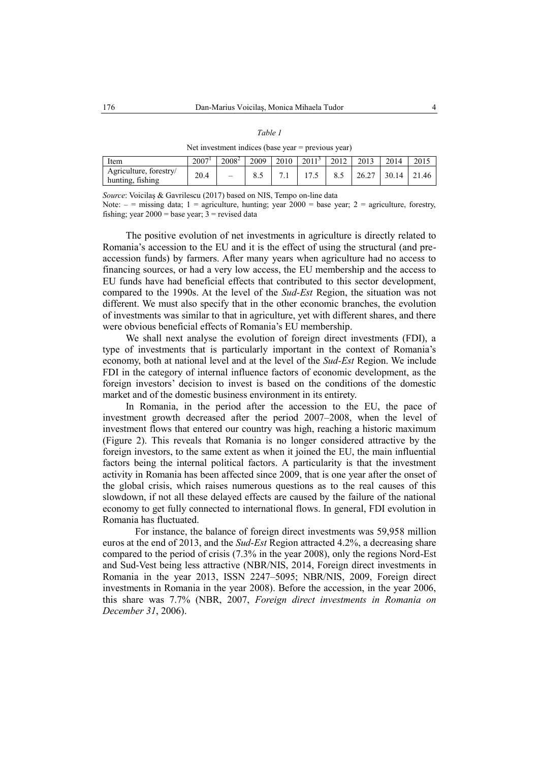*Table 1*

Net investment indices (base year = previous year)

| Item | 2007[1] | 2008[2] | 2009 | 2010 | 2011[3] | 2012 | 2013 | 2014 | 2015 |
|---|---|---|---|---|---|---|---|---|---|
| Agriculture, forestry/ hunting, fishing | 20.4 | – | 8.5 | 7.1 | 17.5 | 8.5 | 26.27 | 30.14 | 21.46 |

*Source*: Voicilaş & Gavrilescu (2017) based on NIS, Tempo on-line data

Note: – = missing data; 1 = agriculture, hunting; year 2000 = base year; 2 = agriculture, forestry, fishing; year 2000 = base year; 3 = revised data

The positive evolution of net investments in agriculture is directly related to Romania's accession to the EU and it is the effect of using the structural (and pre-accession funds) by farmers. After many years when agriculture had no access to financing sources, or had a very low access, the EU membership and the access to EU funds have had beneficial effects that contributed to this sector development, compared to the 1990s. At the level of the *Sud-Est* Region, the situation was not different. We must also specify that in the other economic branches, the evolution of investments was similar to that in agriculture, yet with different shares, and there were obvious beneficial effects of Romania's EU membership.

We shall next analyse the evolution of foreign direct investments (FDI), a type of investments that is particularly important in the context of Romania's economy, both at national level and at the level of the *Sud-Est* Region. We include FDI in the category of internal influence factors of economic development, as the foreign investors' decision to invest is based on the conditions of the domestic market and of the domestic business environment in its entirety.

In Romania, in the period after the accession to the EU, the pace of investment growth decreased after the period 2007–2008, when the level of investment flows that entered our country was high, reaching a historic maximum (Figure 2). This reveals that Romania is no longer considered attractive by the foreign investors, to the same extent as when it joined the EU, the main influential factors being the internal political factors. A particularity is that the investment activity in Romania has been affected since 2009, that is one year after the onset of the global crisis, which raises numerous questions as to the real causes of this slowdown, if not all these delayed effects are caused by the failure of the national economy to get fully connected to international flows. In general, FDI evolution in Romania has fluctuated.

For instance, the balance of foreign direct investments was 59,958 million euros at the end of 2013, and the *Sud-Est* Region attracted 4.2%, a decreasing share compared to the period of crisis (7.3% in the year 2008), only the regions Nord-Est and Sud-Vest being less attractive (NBR/NIS, 2014, Foreign direct investments in Romania in the year 2013, ISSN 2247–5095; NBR/NIS, 2009, Foreign direct investments in Romania in the year 2008). Before the accession, in the year 2006, this share was 7.7% (NBR, 2007, *Foreign direct investments in Romania on December 31*, 2006).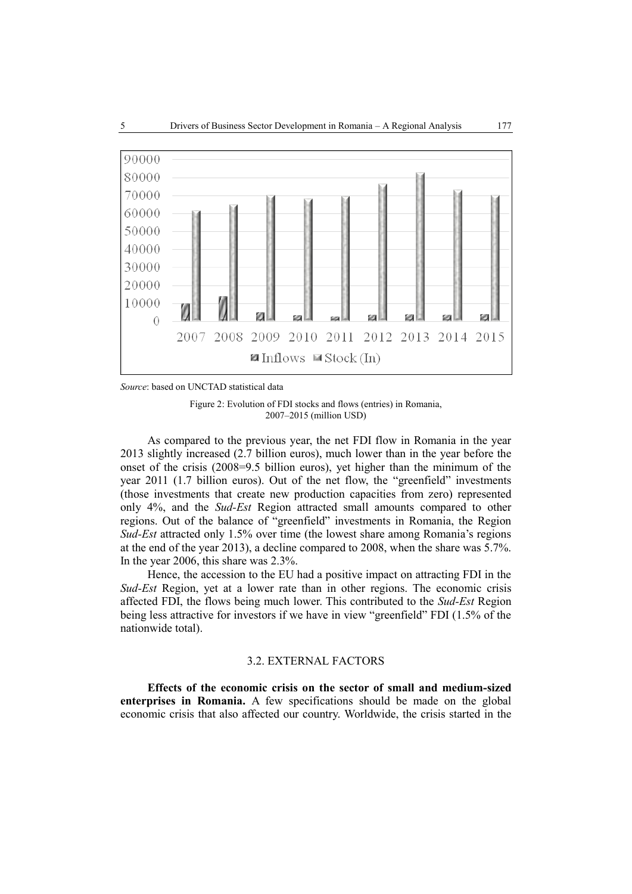Source: based on UNCTAD statistical data

Figure 2: Evolution of FDI stocks and flows (entries) in Romania, 2007–2015 (million USD)

As compared to the previous year, the net FDI flow in Romania in the year 2013 slightly increased (2.7 billion euros), much lower than in the year before the onset of the crisis (2008=9.5 billion euros), yet higher than the minimum of the year 2011 (1.7 billion euros). Out of the net flow, the "greenfield" investments (those investments that create new production capacities from zero) represented only 4%, and the *Sud-Est* Region attracted small amounts compared to other regions. Out of the balance of "greenfield" investments in Romania, the Region *Sud-Est* attracted only 1.5% over time (the lowest share among Romania's regions at the end of the year 2013), a decline compared to 2008, when the share was 5.7%. In the year 2006, this share was 2.3%.

Hence, the accession to the EU had a positive impact on attracting FDI in the *Sud-Est* Region, yet at a lower rate than in other regions. The economic crisis affected FDI, the flows being much lower. This contributed to the *Sud-Est* Region being less attractive for investors if we have in view "greenfield" FDI (1.5% of the nationwide total).

### 3.2. EXTERNAL FACTORS

**Effects of the economic crisis on the sector of small and medium-sized enterprises in Romania.** A few specifications should be made on the global economic crisis that also affected our country. Worldwide, the crisis started in the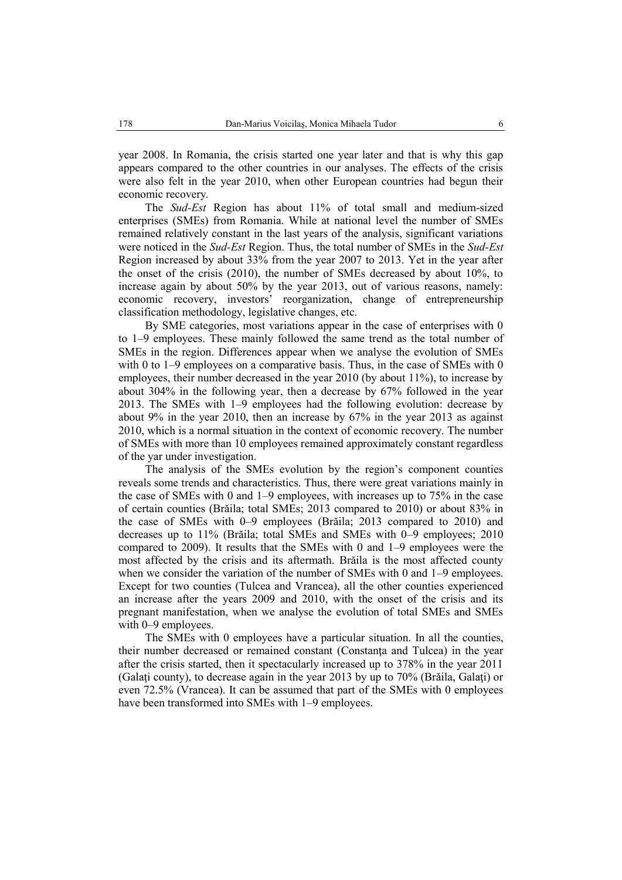year 2008. In Romania, the crisis started one year later and that is why this gap appears compared to the other countries in our analyses. The effects of the crisis were also felt in the year 2010, when other European countries had begun their economic recovery.

The *Sud-Est* Region has about 11% of total small and medium-sized enterprises (SMEs) from Romania. While at national level the number of SMEs remained relatively constant in the last years of the analysis, significant variations were noticed in the *Sud-Est* Region. Thus, the total number of SMEs in the *Sud-Est* Region increased by about 33% from the year 2007 to 2013. Yet in the year after the onset of the crisis (2010), the number of SMEs decreased by about 10%, to increase again by about 50% by the year 2013, out of various reasons, namely: economic recovery, investors' reorganization, change of entrepreneurship classification methodology, legislative changes, etc.

By SME categories, most variations appear in the case of enterprises with 0 to 1–9 employees. These mainly followed the same trend as the total number of SMEs in the region. Differences appear when we analyse the evolution of SMEs with 0 to 1–9 employees on a comparative basis. Thus, in the case of SMEs with 0 employees, their number decreased in the year 2010 (by about 11%), to increase by about 304% in the following year, then a decrease by 67% followed in the year 2013. The SMEs with 1–9 employees had the following evolution: decrease by about 9% in the year 2010, then an increase by 67% in the year 2013 as against 2010, which is a normal situation in the context of economic recovery. The number of SMEs with more than 10 employees remained approximately constant regardless of the yar under investigation.

The analysis of the SMEs evolution by the region's component counties reveals some trends and characteristics. Thus, there were great variations mainly in the case of SMEs with 0 and 1–9 employees, with increases up to 75% in the case of certain counties (Brăila; total SMEs; 2013 compared to 2010) or about 83% in the case of SMEs with 0–9 employees (Brăila; 2013 compared to 2010) and decreases up to 11% (Brăila; total SMEs and SMEs with 0–9 employees; 2010 compared to 2009). It results that the SMEs with 0 and 1–9 employees were the most affected by the crisis and its aftermath. Brăila is the most affected county when we consider the variation of the number of SMEs with 0 and 1–9 employees. Except for two counties (Tulcea and Vrancea), all the other counties experienced an increase after the years 2009 and 2010, with the onset of the crisis and its pregnant manifestation, when we analyse the evolution of total SMEs and SMEs with 0–9 employees.

The SMEs with 0 employees have a particular situation. In all the counties, their number decreased or remained constant (Constanţa and Tulcea) in the year after the crisis started, then it spectacularly increased up to 378% in the year 2011 (Galaţi county), to decrease again in the year 2013 by up to 70% (Brăila, Galaţi) or even 72.5% (Vrancea). It can be assumed that part of the SMEs with 0 employees have been transformed into SMEs with 1–9 employees.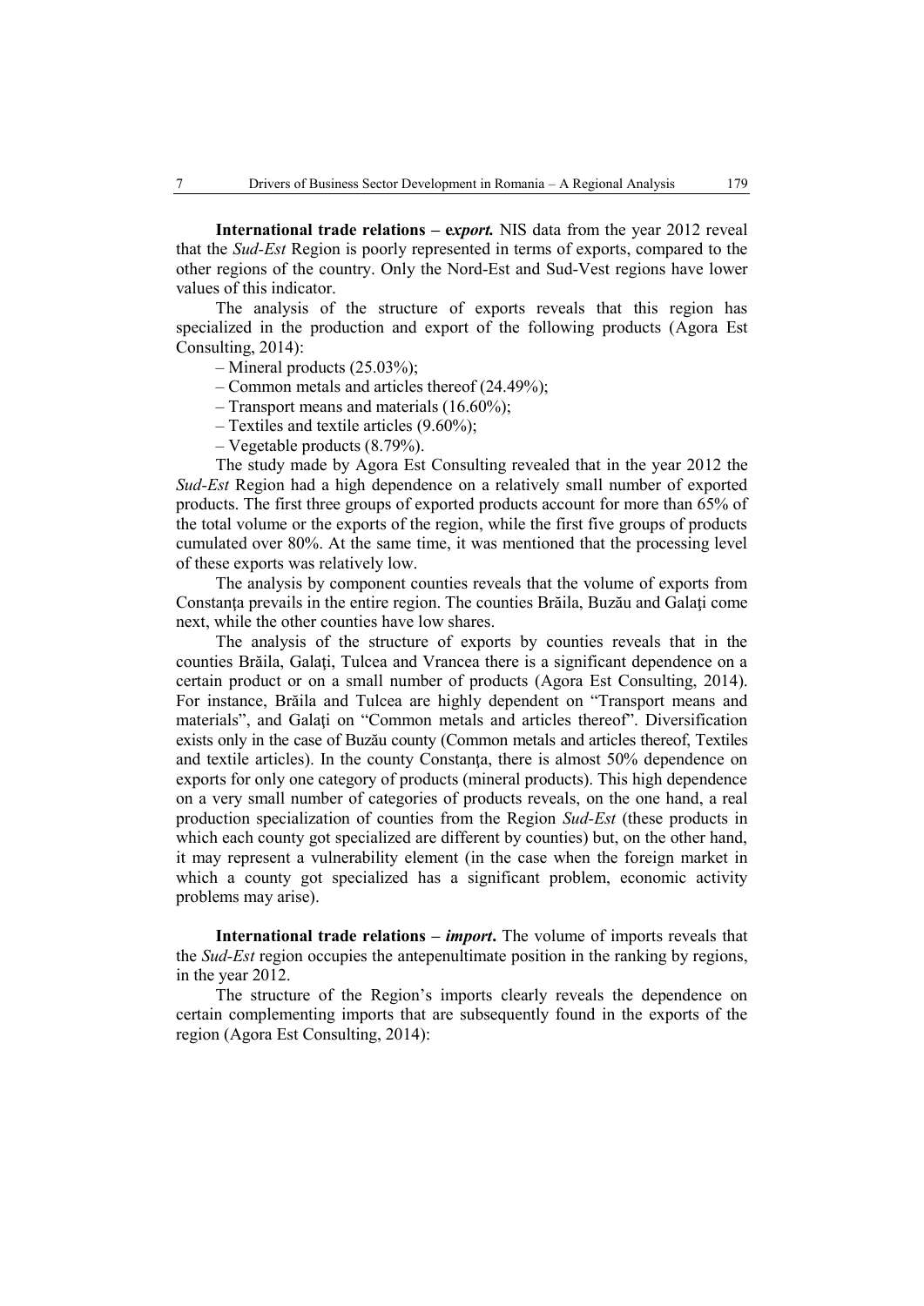**International trade relations – e*xport.*** NIS data from the year 2012 reveal that the *Sud-Est* Region is poorly represented in terms of exports, compared to the other regions of the country. Only the Nord-Est and Sud-Vest regions have lower values of this indicator.

The analysis of the structure of exports reveals that this region has specialized in the production and export of the following products (Agora Est Consulting, 2014):

– Mineral products (25.03%);
– Common metals and articles thereof (24.49%);
– Transport means and materials (16.60%);
– Textiles and textile articles (9.60%);
– Vegetable products (8.79%).

The study made by Agora Est Consulting revealed that in the year 2012 the *Sud-Est* Region had a high dependence on a relatively small number of exported products. The first three groups of exported products account for more than 65% of the total volume or the exports of the region, while the first five groups of products cumulated over 80%. At the same time, it was mentioned that the processing level of these exports was relatively low.

The analysis by component counties reveals that the volume of exports from Constanţa prevails in the entire region. The counties Brăila, Buzău and Galaţi come next, while the other counties have low shares.

The analysis of the structure of exports by counties reveals that in the counties Brăila, Galaţi, Tulcea and Vrancea there is a significant dependence on a certain product or on a small number of products (Agora Est Consulting, 2014). For instance, Brăila and Tulcea are highly dependent on "Transport means and materials", and Galaţi on "Common metals and articles thereof". Diversification exists only in the case of Buzău county (Common metals and articles thereof, Textiles and textile articles). In the county Constanţa, there is almost 50% dependence on exports for only one category of products (mineral products). This high dependence on a very small number of categories of products reveals, on the one hand, a real production specialization of counties from the Region *Sud-Est* (these products in which each county got specialized are different by counties) but, on the other hand, it may represent a vulnerability element (in the case when the foreign market in which a county got specialized has a significant problem, economic activity problems may arise).

**International trade relations – *import*.** The volume of imports reveals that the *Sud-Est* region occupies the antepenultimate position in the ranking by regions, in the year 2012.

The structure of the Region's imports clearly reveals the dependence on certain complementing imports that are subsequently found in the exports of the region (Agora Est Consulting, 2014):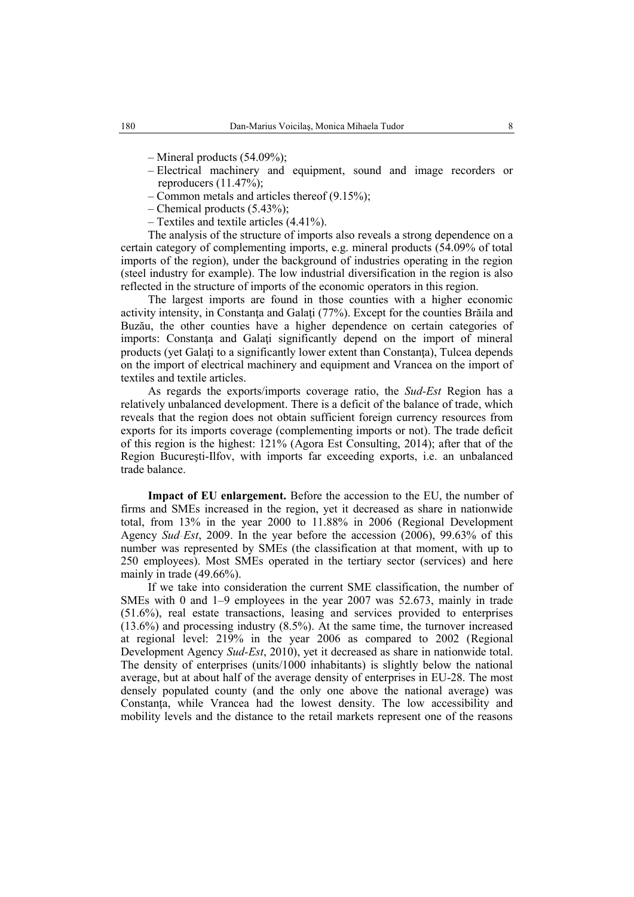– Mineral products (54.09%);

– Electrical machinery and equipment, sound and image recorders or reproducers (11.47%);

– Common metals and articles thereof (9.15%);

– Chemical products (5.43%);

– Textiles and textile articles (4.41%).

The analysis of the structure of imports also reveals a strong dependence on a certain category of complementing imports, e.g. mineral products (54.09% of total imports of the region), under the background of industries operating in the region (steel industry for example). The low industrial diversification in the region is also reflected in the structure of imports of the economic operators in this region.

The largest imports are found in those counties with a higher economic activity intensity, in Constanţa and Galaţi (77%). Except for the counties Brăila and Buzău, the other counties have a higher dependence on certain categories of imports: Constanţa and Galaţi significantly depend on the import of mineral products (yet Galaţi to a significantly lower extent than Constanţa), Tulcea depends on the import of electrical machinery and equipment and Vrancea on the import of textiles and textile articles.

As regards the exports/imports coverage ratio, the *Sud-Est* Region has a relatively unbalanced development. There is a deficit of the balance of trade, which reveals that the region does not obtain sufficient foreign currency resources from exports for its imports coverage (complementing imports or not). The trade deficit of this region is the highest: 121% (Agora Est Consulting, 2014); after that of the Region Bucureşti-Ilfov, with imports far exceeding exports, i.e. an unbalanced trade balance.

**Impact of EU enlargement.** Before the accession to the EU, the number of firms and SMEs increased in the region, yet it decreased as share in nationwide total, from 13% in the year 2000 to 11.88% in 2006 (Regional Development Agency *Sud-Est*, 2009. In the year before the accession (2006), 99.63% of this number was represented by SMEs (the classification at that moment, with up to 250 employees). Most SMEs operated in the tertiary sector (services) and here mainly in trade (49.66%).

If we take into consideration the current SME classification, the number of SMEs with 0 and 1–9 employees in the year 2007 was 52.673, mainly in trade (51.6%), real estate transactions, leasing and services provided to enterprises (13.6%) and processing industry (8.5%). At the same time, the turnover increased at regional level: 219% in the year 2006 as compared to 2002 (Regional Development Agency *Sud-Est*, 2010), yet it decreased as share in nationwide total. The density of enterprises (units/1000 inhabitants) is slightly below the national average, but at about half of the average density of enterprises in EU-28. The most densely populated county (and the only one above the national average) was Constanţa, while Vrancea had the lowest density. The low accessibility and mobility levels and the distance to the retail markets represent one of the reasons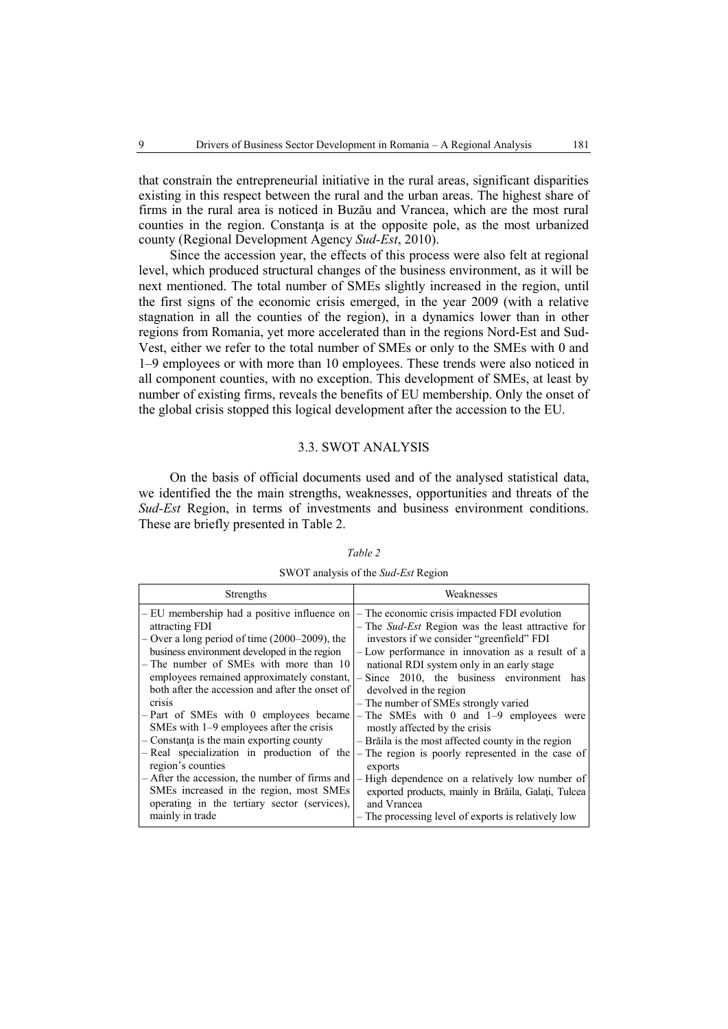that constrain the entrepreneurial initiative in the rural areas, significant disparities existing in this respect between the rural and the urban areas. The highest share of firms in the rural area is noticed in Buzău and Vrancea, which are the most rural counties in the region. Constanţa is at the opposite pole, as the most urbanized county (Regional Development Agency *Sud-Est*, 2010).

Since the accession year, the effects of this process were also felt at regional level, which produced structural changes of the business environment, as it will be next mentioned. The total number of SMEs slightly increased in the region, until the first signs of the economic crisis emerged, in the year 2009 (with a relative stagnation in all the counties of the region), in a dynamics lower than in other regions from Romania, yet more accelerated than in the regions Nord-Est and Sud-Vest, either we refer to the total number of SMEs or only to the SMEs with 0 and 1–9 employees or with more than 10 employees. These trends were also noticed in all component counties, with no exception. This development of SMEs, at least by number of existing firms, reveals the benefits of EU membership. Only the onset of the global crisis stopped this logical development after the accession to the EU.

### 3.3. SWOT ANALYSIS

On the basis of official documents used and of the analysed statistical data, we identified the the main strengths, weaknesses, opportunities and threats of the *Sud-Est* Region, in terms of investments and business environment conditions. These are briefly presented in Table 2.

*Table 2*

SWOT analysis of the *Sud-Est* Region

| Strengths | Weaknesses |
|---|---|
| – EU membership had a positive influence on attracting FDI<br>– Over a long period of time (2000–2009), the business environment developed in the region<br>– The number of SMEs with more than 10 employees remained approximately constant, both after the accession and after the onset of crisis<br>– Part of SMEs with 0 employees became SMEs with 1–9 employees after the crisis<br>– Constanţa is the main exporting county<br>– Real specialization in production of the region's counties<br>– After the accession, the number of firms and SMEs increased in the region, most SMEs operating in the tertiary sector (services), mainly in trade | – The economic crisis impacted FDI evolution<br>– The *Sud-Est* Region was the least attractive for investors if we consider "greenfield" FDI<br>– Low performance in innovation as a result of a national RDI system only in an early stage<br>– Since 2010, the business environment has devolved in the region<br>– The number of SMEs strongly varied<br>– The SMEs with 0 and 1–9 employees were mostly affected by the crisis<br>– Brăila is the most affected county in the region<br>– The region is poorly represented in the case of exports<br>– High dependence on a relatively low number of exported products, mainly in Brăila, Galaţi, Tulcea and Vrancea<br>– The processing level of exports is relatively low |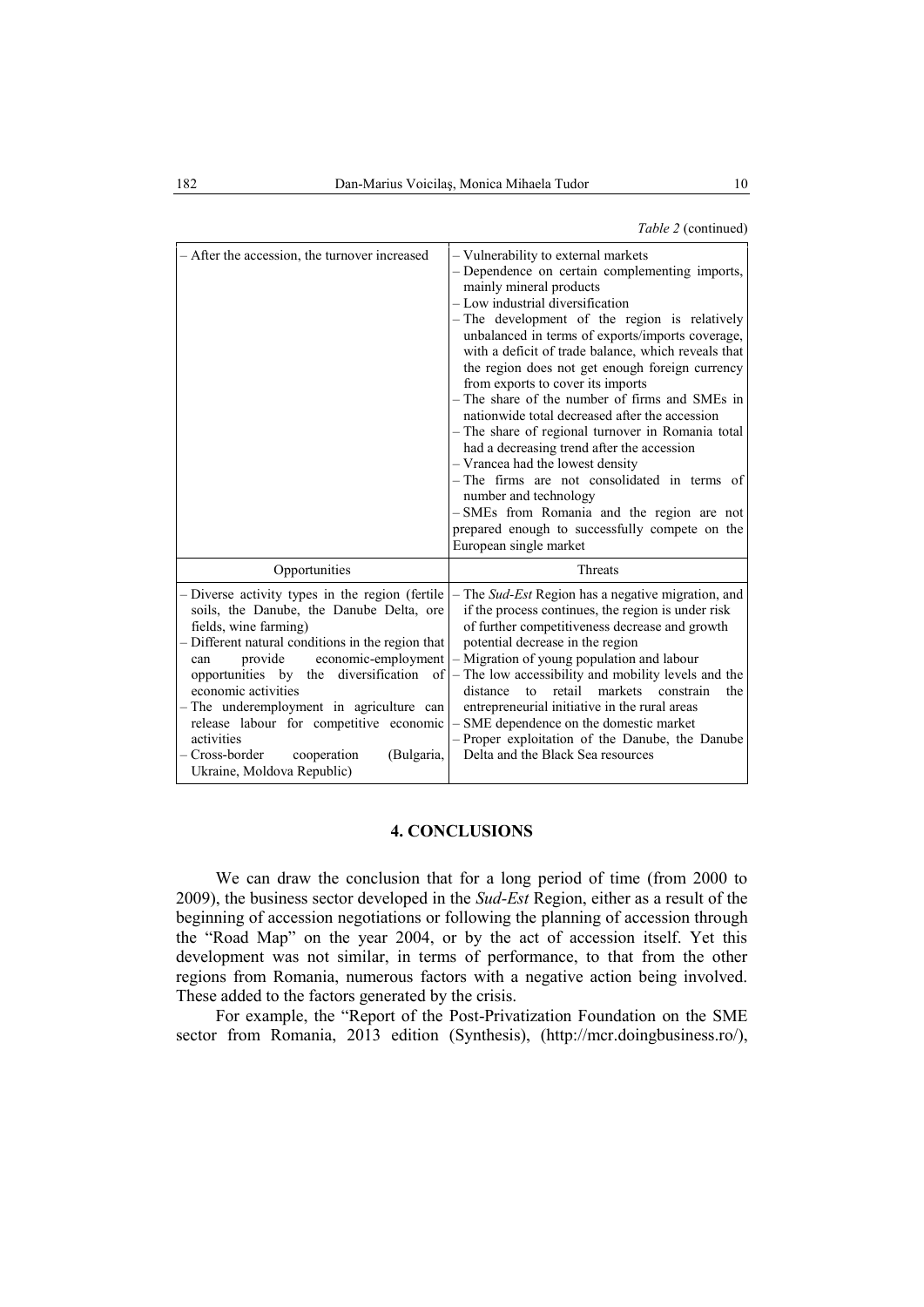*Table 2* (continued)

| | |
|---|---|
| – After the accession, the turnover increased | – Vulnerability to external markets<br>– Dependence on certain complementing imports, mainly mineral products<br>– Low industrial diversification<br>– The development of the region is relatively unbalanced in terms of exports/imports coverage, with a deficit of trade balance, which reveals that the region does not get enough foreign currency from exports to cover its imports<br>– The share of the number of firms and SMEs in nationwide total decreased after the accession<br>– The share of regional turnover in Romania total had a decreasing trend after the accession<br>– Vrancea had the lowest density<br>– The firms are not consolidated in terms of number and technology<br>– SMEs from Romania and the region are not prepared enough to successfully compete on the European single market |
| Opportunities | Threats |
| – Diverse activity types in the region (fertile soils, the Danube, the Danube Delta, ore fields, wine farming)<br>– Different natural conditions in the region that can provide economic-employment opportunities by the diversification of economic activities<br>– The underemployment in agriculture can release labour for competitive economic activities<br>– Cross-border cooperation (Bulgaria, Ukraine, Moldova Republic) | – The *Sud-Est* Region has a negative migration, and if the process continues, the region is under risk of further competitiveness decrease and growth potential decrease in the region<br>– Migration of young population and labour<br>– The low accessibility and mobility levels and the distance to retail markets constrain the entrepreneurial initiative in the rural areas<br>– SME dependence on the domestic market<br>– Proper exploitation of the Danube, the Danube Delta and the Black Sea resources |

## 4. CONCLUSIONS

We can draw the conclusion that for a long period of time (from 2000 to 2009), the business sector developed in the *Sud-Est* Region, either as a result of the beginning of accession negotiations or following the planning of accession through the "Road Map" on the year 2004, or by the act of accession itself. Yet this development was not similar, in terms of performance, to that from the other regions from Romania, numerous factors with a negative action being involved. These added to the factors generated by the crisis.

For example, the "Report of the Post-Privatization Foundation on the SME sector from Romania, 2013 edition (Synthesis), (http://mcr.doingbusiness.ro/),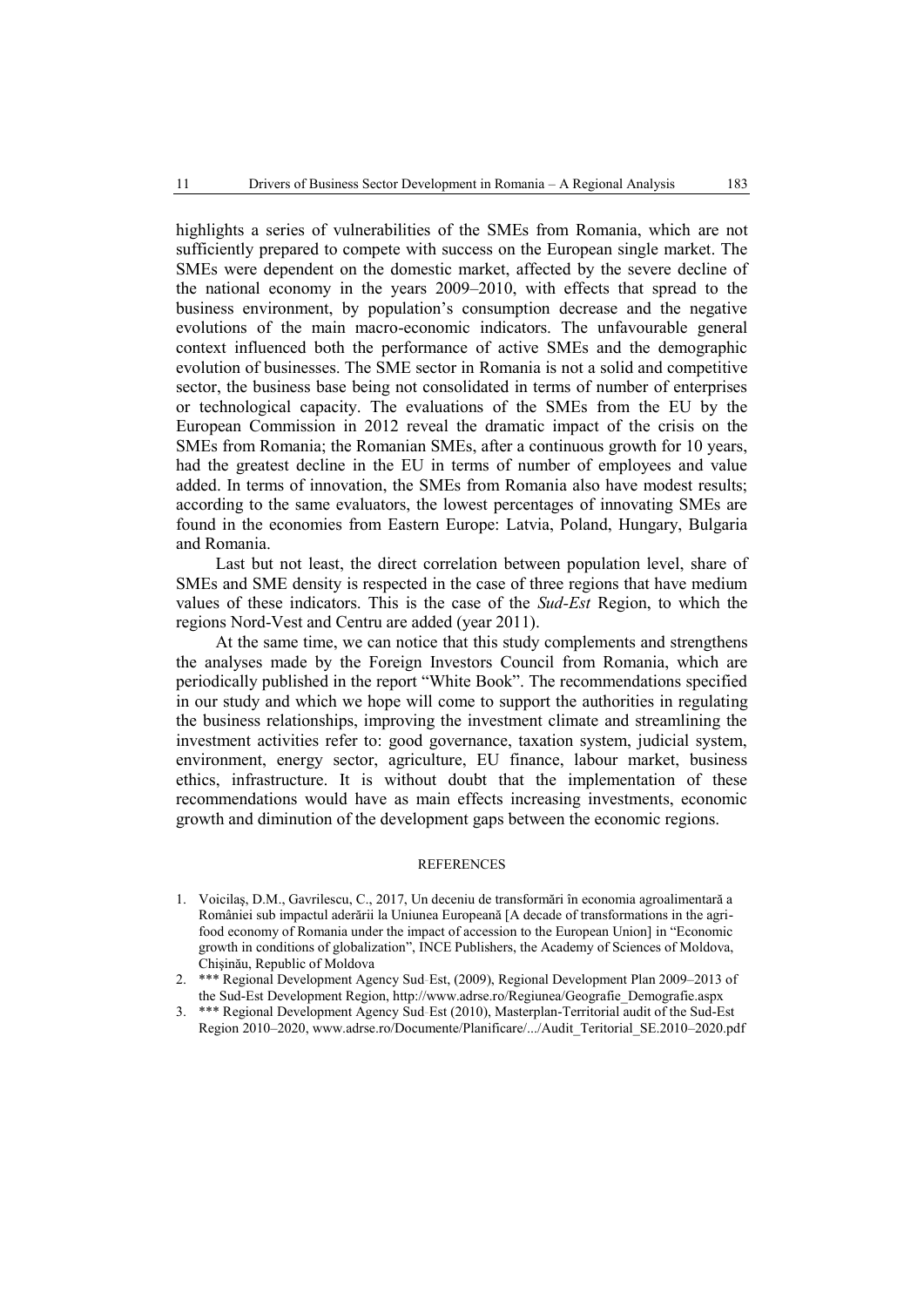highlights a series of vulnerabilities of the SMEs from Romania, which are not sufficiently prepared to compete with success on the European single market. The SMEs were dependent on the domestic market, affected by the severe decline of the national economy in the years 2009–2010, with effects that spread to the business environment, by population's consumption decrease and the negative evolutions of the main macro-economic indicators. The unfavourable general context influenced both the performance of active SMEs and the demographic evolution of businesses. The SME sector in Romania is not a solid and competitive sector, the business base being not consolidated in terms of number of enterprises or technological capacity. The evaluations of the SMEs from the EU by the European Commission in 2012 reveal the dramatic impact of the crisis on the SMEs from Romania; the Romanian SMEs, after a continuous growth for 10 years, had the greatest decline in the EU in terms of number of employees and value added. In terms of innovation, the SMEs from Romania also have modest results; according to the same evaluators, the lowest percentages of innovating SMEs are found in the economies from Eastern Europe: Latvia, Poland, Hungary, Bulgaria and Romania.

Last but not least, the direct correlation between population level, share of SMEs and SME density is respected in the case of three regions that have medium values of these indicators. This is the case of the *Sud-Est* Region, to which the regions Nord-Vest and Centru are added (year 2011).

At the same time, we can notice that this study complements and strengthens the analyses made by the Foreign Investors Council from Romania, which are periodically published in the report "White Book". The recommendations specified in our study and which we hope will come to support the authorities in regulating the business relationships, improving the investment climate and streamlining the investment activities refer to: good governance, taxation system, judicial system, environment, energy sector, agriculture, EU finance, labour market, business ethics, infrastructure. It is without doubt that the implementation of these recommendations would have as main effects increasing investments, economic growth and diminution of the development gaps between the economic regions.

## REFERENCES

1. Voicilaş, D.M., Gavrilescu, C., 2017, Un deceniu de transformări în economia agroalimentară a României sub impactul aderării la Uniunea Europeană [A decade of transformations in the agri-food economy of Romania under the impact of accession to the European Union] in "Economic growth in conditions of globalization", INCE Publishers, the Academy of Sciences of Moldova, Chişinău, Republic of Moldova
2. *** Regional Development Agency Sud-Est, (2009), Regional Development Plan 2009–2013 of the Sud-Est Development Region, http://www.adrse.ro/Regiunea/Geografie_Demografie.aspx
3. *** Regional Development Agency Sud-Est (2010), Masterplan-Territorial audit of the Sud-Est Region 2010–2020, www.adrse.ro/Documente/Planificare/.../Audit_Teritorial_SE.2010–2020.pdf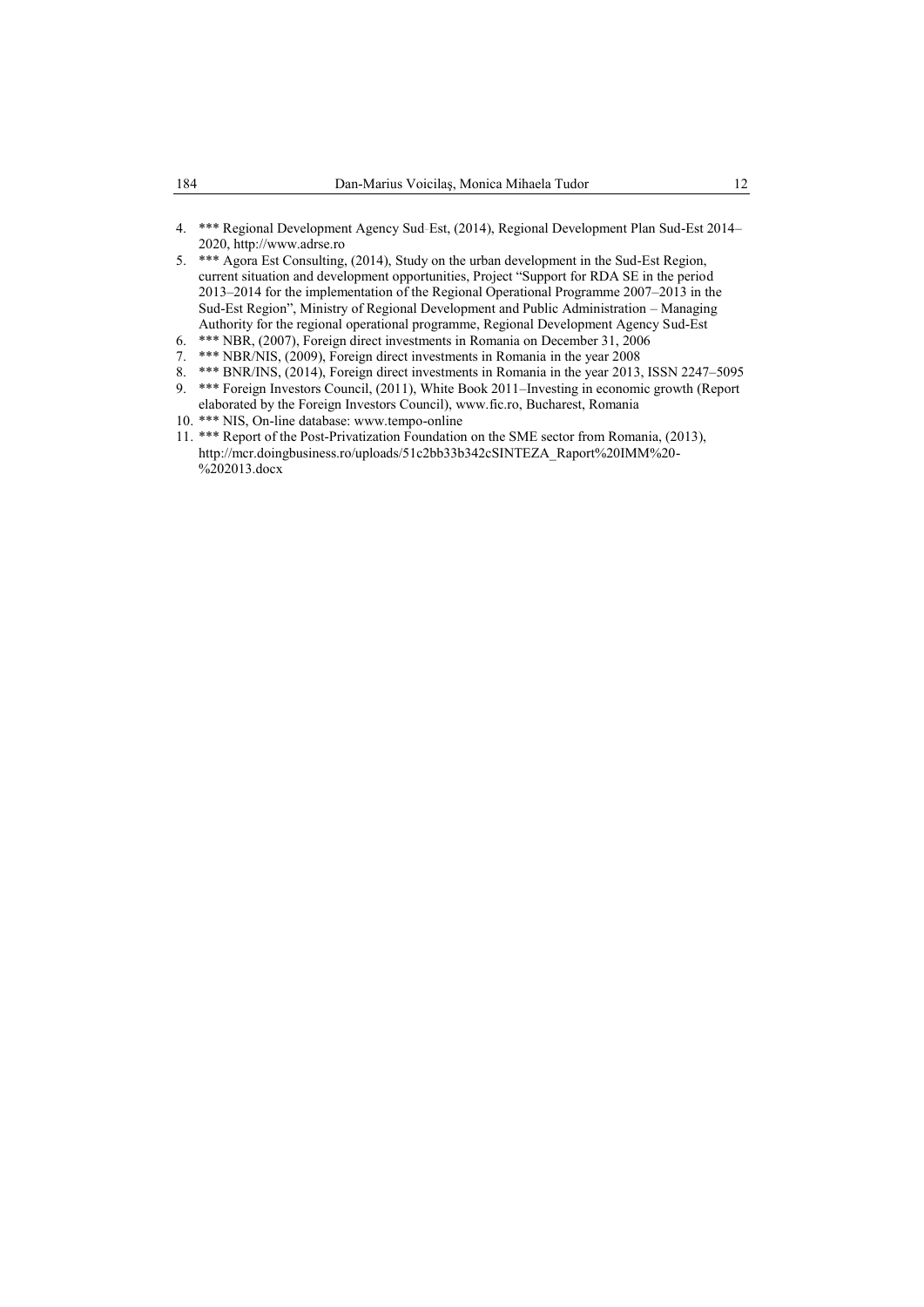4. *** Regional Development Agency Sud–Est, (2014), Regional Development Plan Sud-Est 2014–2020, http://www.adrse.ro
5. *** Agora Est Consulting, (2014), Study on the urban development in the Sud-Est Region, current situation and development opportunities, Project "Support for RDA SE in the period 2013–2014 for the implementation of the Regional Operational Programme 2007–2013 in the Sud-Est Region", Ministry of Regional Development and Public Administration – Managing Authority for the regional operational programme, Regional Development Agency Sud-Est
6. *** NBR, (2007), Foreign direct investments in Romania on December 31, 2006
7. *** NBR/NIS, (2009), Foreign direct investments in Romania in the year 2008
8. *** BNR/INS, (2014), Foreign direct investments in Romania in the year 2013, ISSN 2247–5095
9. *** Foreign Investors Council, (2011), White Book 2011–Investing in economic growth (Report elaborated by the Foreign Investors Council), www.fic.ro, Bucharest, Romania
10. *** NIS, On-line database: www.tempo-online
11. *** Report of the Post-Privatization Foundation on the SME sector from Romania, (2013), http://mcr.doingbusiness.ro/uploads/51c2bb33b342cSINTEZA_Raport%20IMM%20-%202013.docx